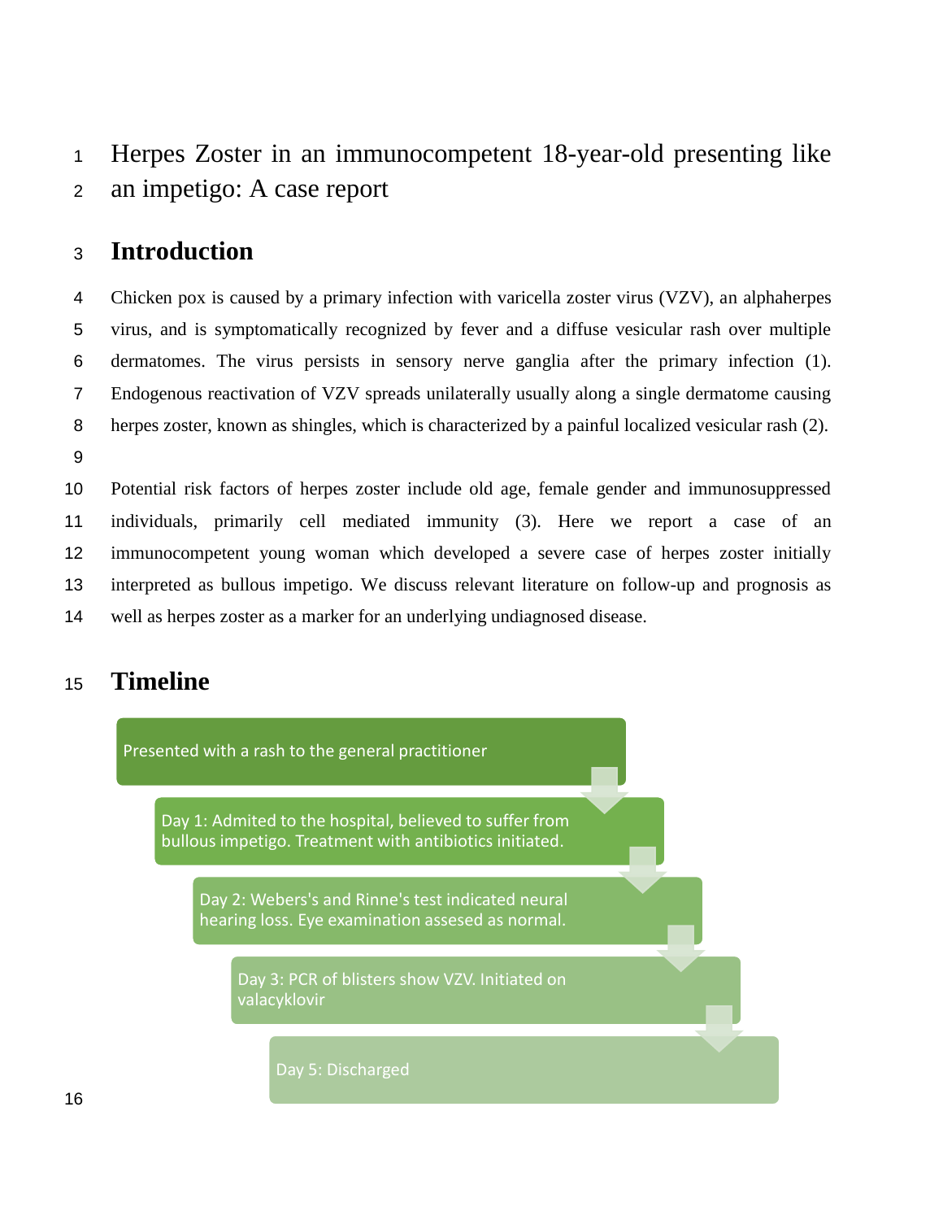# Herpes Zoster in an immunocompetent 18-year-old presenting like an impetigo: A case report

## Introduction

Chicken pox is caused by a primary infection with varicella zoster virus (VZV), an alphaherpes virus, and is symptomatically recognized by fever and a diffuse vesicular rash over multiple dermatomes. The virus persists in sensory nerve ganglia after the primary infection (1). Endogenous reactivation of VZV spreads unilaterally usually along a single dermatome causing herpes zoster, known as shingles, which is characterized by a painful localized vesicular rash (2).

Potential risk factors of herpes zoster include old age, female gender and immunosuppressed individuals, primarily cell mediated immunity (3). Here we report a case of an immunocompetent young woman which developed a severe case of herpes zoster initially interpreted as bullous impetigo. We discuss relevant literature on follow-up and prognosis as well as herpes zoster as a marker for an underlying undiagnosed disease.

## Timeline

- Presented with a rash to the general practitioner
- Day 1: Admited to the hospital, believed to suffer from bullous impetigo. Treatment with antibiotics initiated.
- Day 2: Webers's and Rinne's test indicated neural hearing loss. Eye examination assesed as normal.
- Day 3: PCR of blisters show VZV. Initiated on valacyklovir
- Day 5: Discharged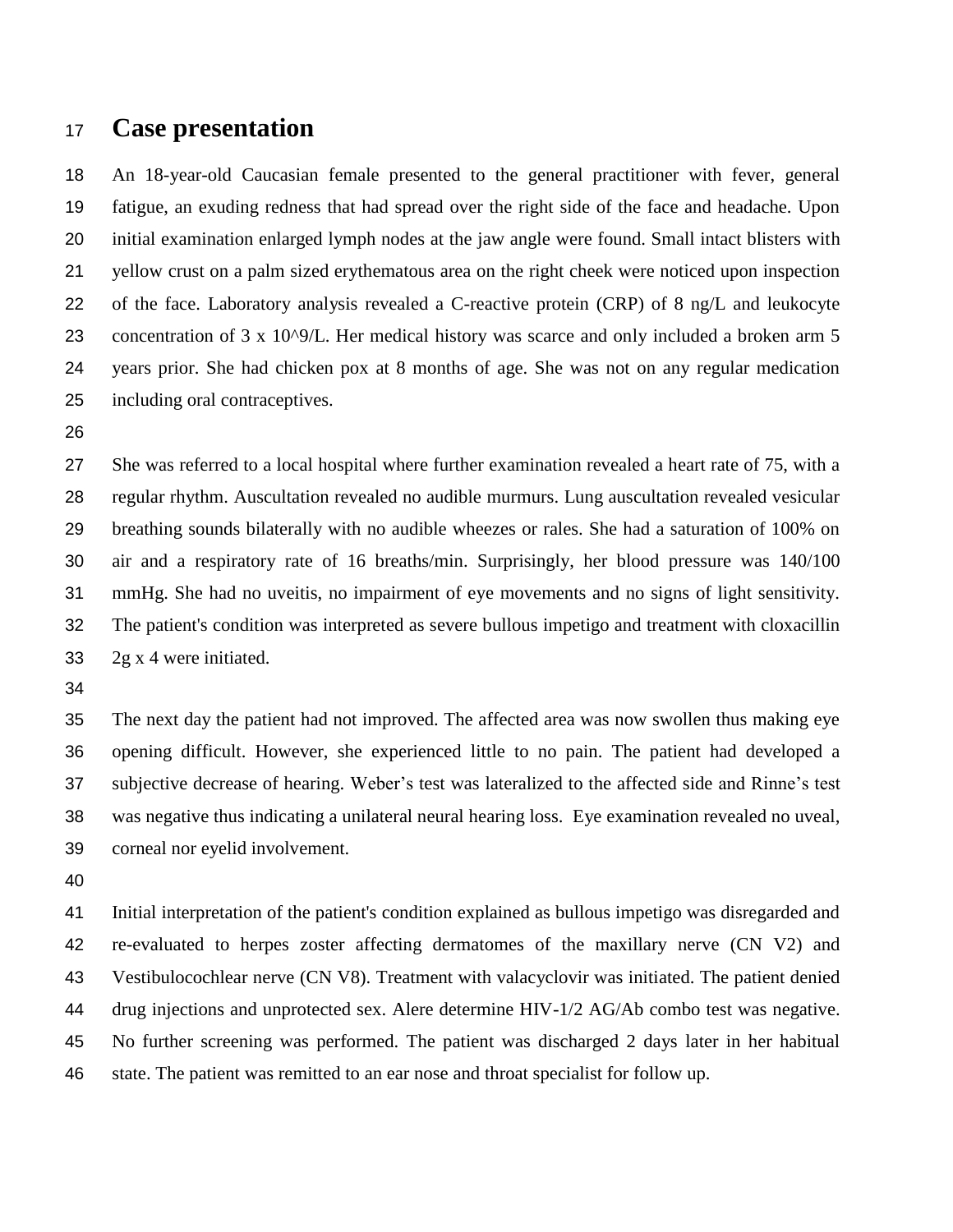## Case presentation

An 18-year-old Caucasian female presented to the general practitioner with fever, general fatigue, an exuding redness that had spread over the right side of the face and headache. Upon initial examination enlarged lymph nodes at the jaw angle were found. Small intact blisters with yellow crust on a palm sized erythematous area on the right cheek were noticed upon inspection of the face. Laboratory analysis revealed a C-reactive protein (CRP) of 8 ng/L and leukocyte concentration of 3 x 10^9/L. Her medical history was scarce and only included a broken arm 5 years prior. She had chicken pox at 8 months of age. She was not on any regular medication including oral contraceptives.

She was referred to a local hospital where further examination revealed a heart rate of 75, with a regular rhythm. Auscultation revealed no audible murmurs. Lung auscultation revealed vesicular breathing sounds bilaterally with no audible wheezes or rales. She had a saturation of 100% on air and a respiratory rate of 16 breaths/min. Surprisingly, her blood pressure was 140/100 mmHg. She had no uveitis, no impairment of eye movements and no signs of light sensitivity. The patient's condition was interpreted as severe bullous impetigo and treatment with cloxacillin 2g x 4 were initiated.

The next day the patient had not improved. The affected area was now swollen thus making eye opening difficult. However, she experienced little to no pain. The patient had developed a subjective decrease of hearing. Weber's test was lateralized to the affected side and Rinne's test was negative thus indicating a unilateral neural hearing loss. Eye examination revealed no uveal, corneal nor eyelid involvement.

Initial interpretation of the patient's condition explained as bullous impetigo was disregarded and re-evaluated to herpes zoster affecting dermatomes of the maxillary nerve (CN V2) and Vestibulocochlear nerve (CN V8). Treatment with valacyclovir was initiated. The patient denied drug injections and unprotected sex. Alere determine HIV-1/2 AG/Ab combo test was negative. No further screening was performed. The patient was discharged 2 days later in her habitual state. The patient was remitted to an ear nose and throat specialist for follow up.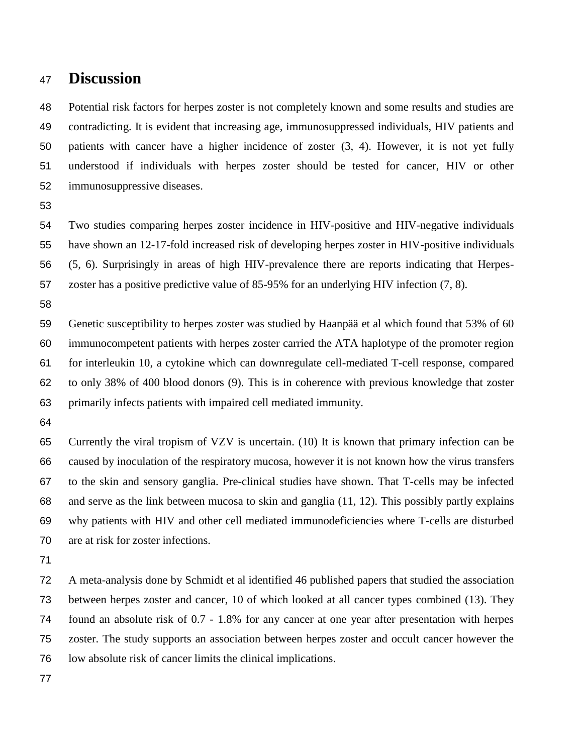# Discussion

Potential risk factors for herpes zoster is not completely known and some results and studies are contradicting. It is evident that increasing age, immunosuppressed individuals, HIV patients and patients with cancer have a higher incidence of zoster (3, 4). However, it is not yet fully understood if individuals with herpes zoster should be tested for cancer, HIV or other immunosuppressive diseases.

Two studies comparing herpes zoster incidence in HIV-positive and HIV-negative individuals have shown an 12-17-fold increased risk of developing herpes zoster in HIV-positive individuals (5, 6). Surprisingly in areas of high HIV-prevalence there are reports indicating that Herpes-zoster has a positive predictive value of 85-95% for an underlying HIV infection (7, 8).

Genetic susceptibility to herpes zoster was studied by Haanpää et al which found that 53% of 60 immunocompetent patients with herpes zoster carried the ATA haplotype of the promoter region for interleukin 10, a cytokine which can downregulate cell-mediated T-cell response, compared to only 38% of 400 blood donors (9). This is in coherence with previous knowledge that zoster primarily infects patients with impaired cell mediated immunity.

Currently the viral tropism of VZV is uncertain. (10) It is known that primary infection can be caused by inoculation of the respiratory mucosa, however it is not known how the virus transfers to the skin and sensory ganglia. Pre-clinical studies have shown. That T-cells may be infected and serve as the link between mucosa to skin and ganglia (11, 12). This possibly partly explains why patients with HIV and other cell mediated immunodeficiencies where T-cells are disturbed are at risk for zoster infections.

A meta-analysis done by Schmidt et al identified 46 published papers that studied the association between herpes zoster and cancer, 10 of which looked at all cancer types combined (13). They found an absolute risk of 0.7 - 1.8% for any cancer at one year after presentation with herpes zoster. The study supports an association between herpes zoster and occult cancer however the low absolute risk of cancer limits the clinical implications.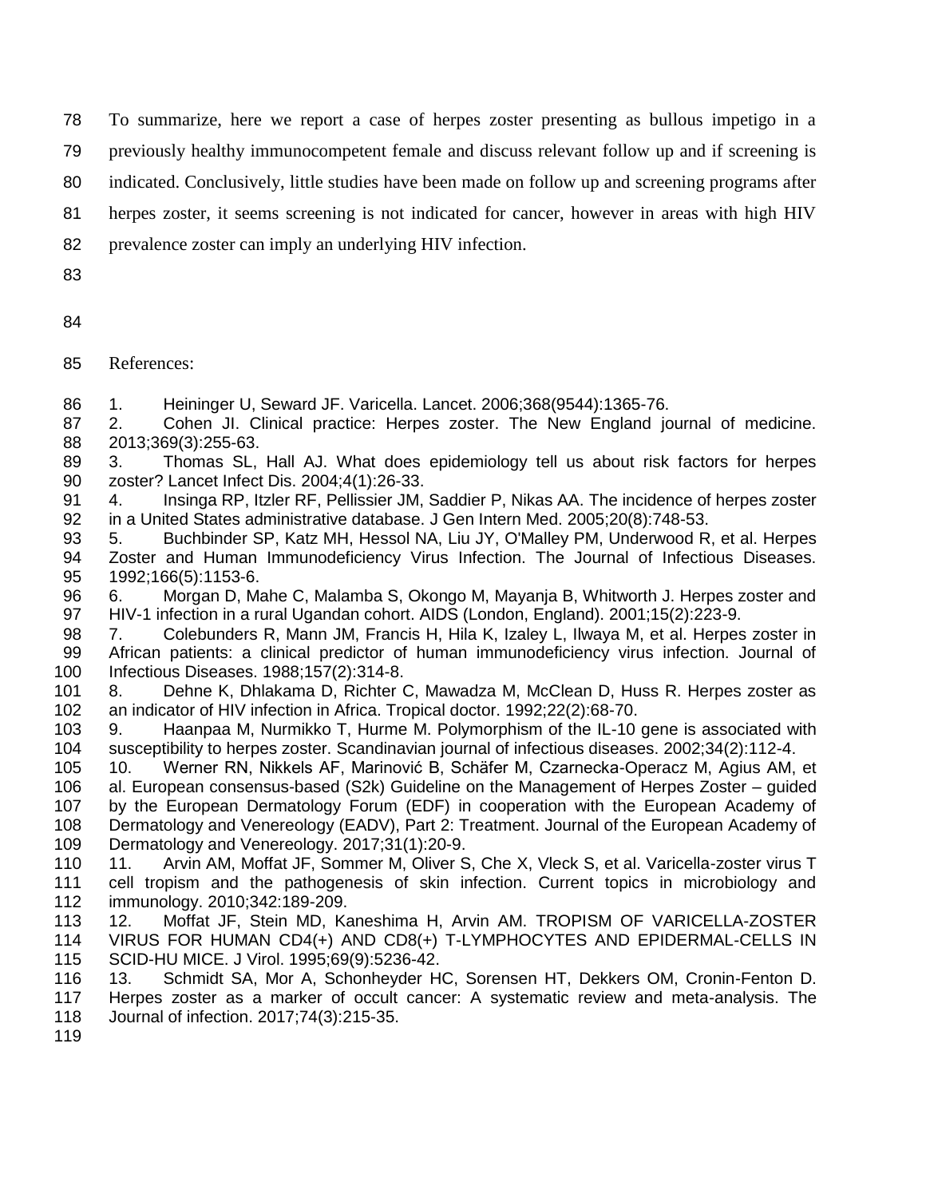To summarize, here we report a case of herpes zoster presenting as bullous impetigo in a previously healthy immunocompetent female and discuss relevant follow up and if screening is indicated. Conclusively, little studies have been made on follow up and screening programs after herpes zoster, it seems screening is not indicated for cancer, however in areas with high HIV prevalence zoster can imply an underlying HIV infection.

References:

1. Heininger U, Seward JF. Varicella. Lancet. 2006;368(9544):1365-76.
2. Cohen JI. Clinical practice: Herpes zoster. The New England journal of medicine. 2013;369(3):255-63.
3. Thomas SL, Hall AJ. What does epidemiology tell us about risk factors for herpes zoster? Lancet Infect Dis. 2004;4(1):26-33.
4. Insinga RP, Itzler RF, Pellissier JM, Saddier P, Nikas AA. The incidence of herpes zoster in a United States administrative database. J Gen Intern Med. 2005;20(8):748-53.
5. Buchbinder SP, Katz MH, Hessol NA, Liu JY, O'Malley PM, Underwood R, et al. Herpes Zoster and Human Immunodeficiency Virus Infection. The Journal of Infectious Diseases. 1992;166(5):1153-6.
6. Morgan D, Mahe C, Malamba S, Okongo M, Mayanja B, Whitworth J. Herpes zoster and HIV-1 infection in a rural Ugandan cohort. AIDS (London, England). 2001;15(2):223-9.
7. Colebunders R, Mann JM, Francis H, Hila K, Izaley L, Ilwaya M, et al. Herpes zoster in African patients: a clinical predictor of human immunodeficiency virus infection. Journal of Infectious Diseases. 1988;157(2):314-8.
8. Dehne K, Dhlakama D, Richter C, Mawadza M, McClean D, Huss R. Herpes zoster as an indicator of HIV infection in Africa. Tropical doctor. 1992;22(2):68-70.
9. Haanpaa M, Nurmikko T, Hurme M. Polymorphism of the IL-10 gene is associated with susceptibility to herpes zoster. Scandinavian journal of infectious diseases. 2002;34(2):112-4.
10. Werner RN, Nikkels AF, Marinović B, Schäfer M, Czarnecka-Operacz M, Agius AM, et al. European consensus-based (S2k) Guideline on the Management of Herpes Zoster – guided by the European Dermatology Forum (EDF) in cooperation with the European Academy of Dermatology and Venereology (EADV), Part 2: Treatment. Journal of the European Academy of Dermatology and Venereology. 2017;31(1):20-9.
11. Arvin AM, Moffat JF, Sommer M, Oliver S, Che X, Vleck S, et al. Varicella-zoster virus T cell tropism and the pathogenesis of skin infection. Current topics in microbiology and immunology. 2010;342:189-209.
12. Moffat JF, Stein MD, Kaneshima H, Arvin AM. TROPISM OF VARICELLA-ZOSTER VIRUS FOR HUMAN CD4(+) AND CD8(+) T-LYMPHOCYTES AND EPIDERMAL-CELLS IN SCID-HU MICE. J Virol. 1995;69(9):5236-42.
13. Schmidt SA, Mor A, Schonheyder HC, Sorensen HT, Dekkers OM, Cronin-Fenton D. Herpes zoster as a marker of occult cancer: A systematic review and meta-analysis. The Journal of infection. 2017;74(3):215-35.